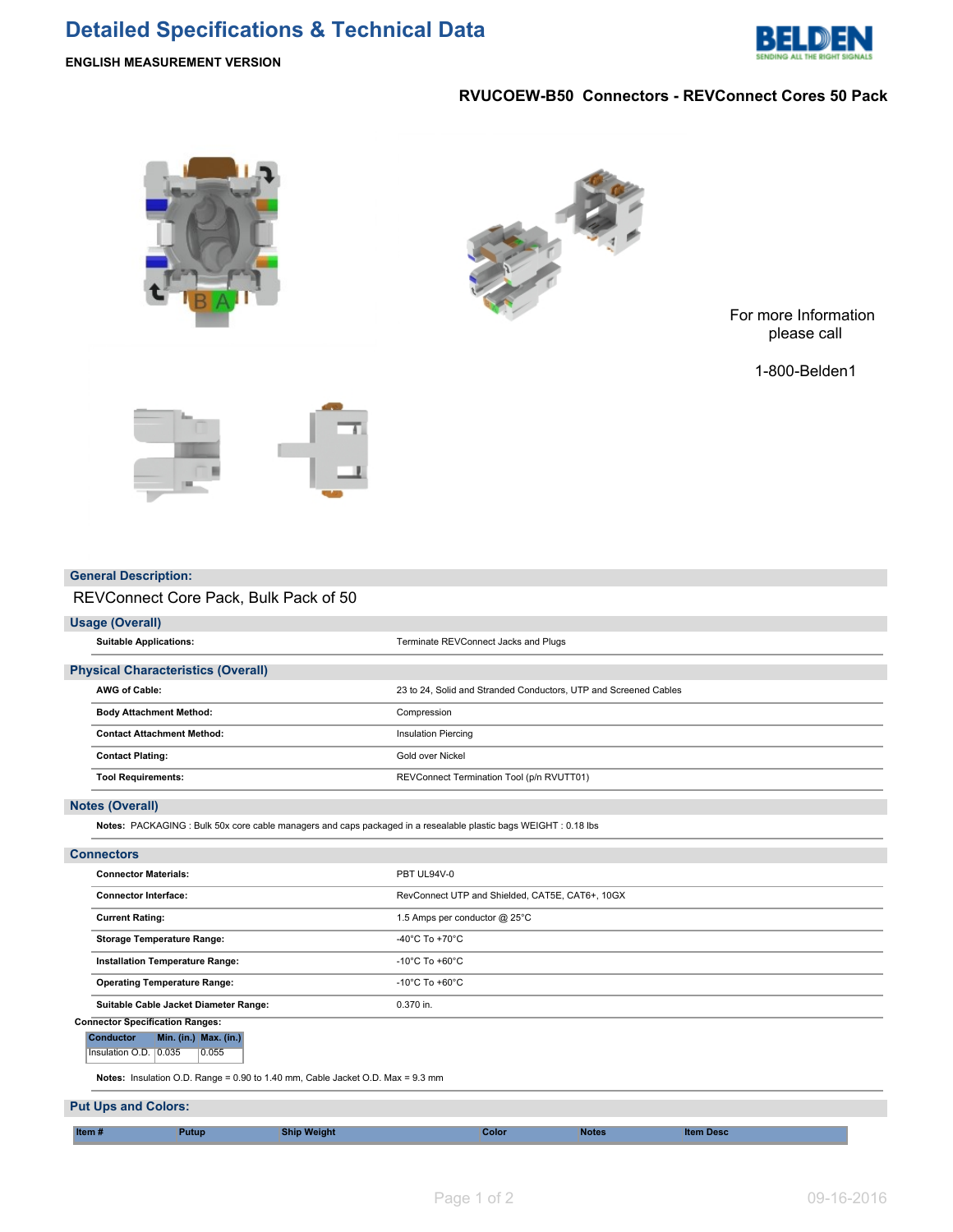# Detailed Specifications & Technical Data

**ENGLISH MEASUREMENT VERSION**

**RVUCOEW-B50 Connectors - REVConnect Cores 50 Pack**

For more Information please call

1-800-Belden1

## General Description:

REVConnect Core Pack, Bulk Pack of 50

## Usage (Overall)

| | |
|---|---|
| **Suitable Applications:** | Terminate REVConnect Jacks and Plugs |

## Physical Characteristics (Overall)

| | |
|---|---|
| **AWG of Cable:** | 23 to 24, Solid and Stranded Conductors, UTP and Screened Cables |
| **Body Attachment Method:** | Compression |
| **Contact Attachment Method:** | Insulation Piercing |
| **Contact Plating:** | Gold over Nickel |
| **Tool Requirements:** | REVConnect Termination Tool (p/n RVUTT01) |

## Notes (Overall)

**Notes:** PACKAGING : Bulk 50x core cable managers and caps packaged in a resealable plastic bags WEIGHT : 0.18 lbs

## Connectors

| | |
|---|---|
| **Connector Materials:** | PBT UL94V-0 |
| **Connector Interface:** | RevConnect UTP and Shielded, CAT5E, CAT6+, 10GX |
| **Current Rating:** | 1.5 Amps per conductor @ 25°C |
| **Storage Temperature Range:** | -40°C To +70°C |
| **Installation Temperature Range:** | -10°C To +60°C |
| **Operating Temperature Range:** | -10°C To +60°C |
| **Suitable Cable Jacket Diameter Range:** | 0.370 in. |

**Connector Specification Ranges:**

| Conductor | Min. (in.) | Max. (in.) |
|---|---|---|
| Insulation O.D. | 0.035 | 0.055 |

**Notes:** Insulation O.D. Range = 0.90 to 1.40 mm, Cable Jacket O.D. Max = 9.3 mm

## Put Ups and Colors:

| Item # | Putup | Ship Weight | Color | Notes | Item Desc |
|---|---|---|---|---|---|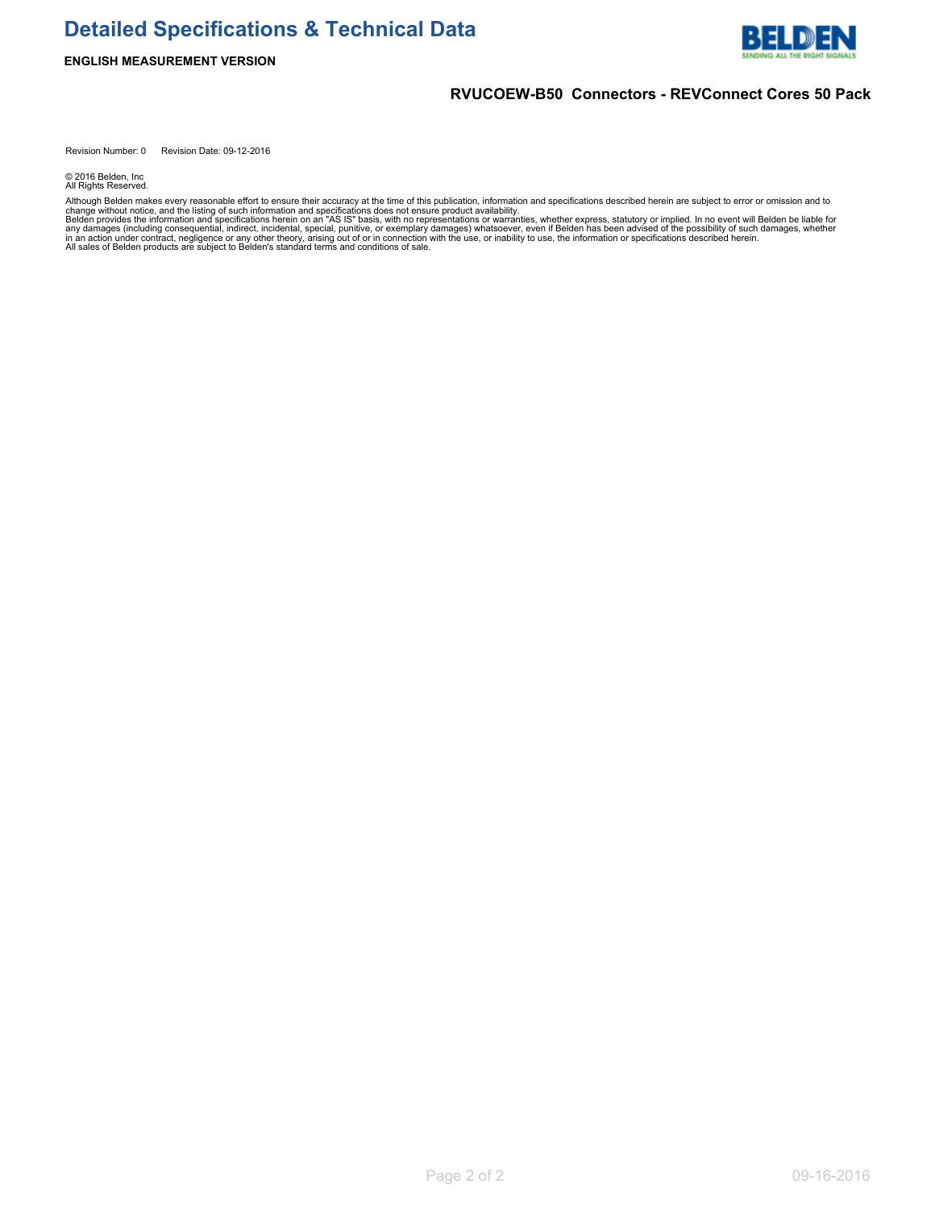# Detailed Specifications & Technical Data

**ENGLISH MEASUREMENT VERSION**

**RVUCOEW-B50 Connectors - REVConnect Cores 50 Pack**

Revision Number: 0 Revision Date: 09-12-2016

© 2016 Belden, Inc
All Rights Reserved.

Although Belden makes every reasonable effort to ensure their accuracy at the time of this publication, information and specifications described herein are subject to error or omission and to change without notice, and the listing of such information and specifications does not ensure product availability.
Belden provides the information and specifications herein on an "AS IS" basis, with no representations or warranties, whether express, statutory or implied. In no event will Belden be liable for any damages (including consequential, indirect, incidental, special, punitive, or exemplary damages) whatsoever, even if Belden has been advised of the possibility of such damages, whether in an action under contract, negligence or any other theory, arising out of or in connection with the use, or inability to use, the information or specifications described herein.
All sales of Belden products are subject to Belden's standard terms and conditions of sale.